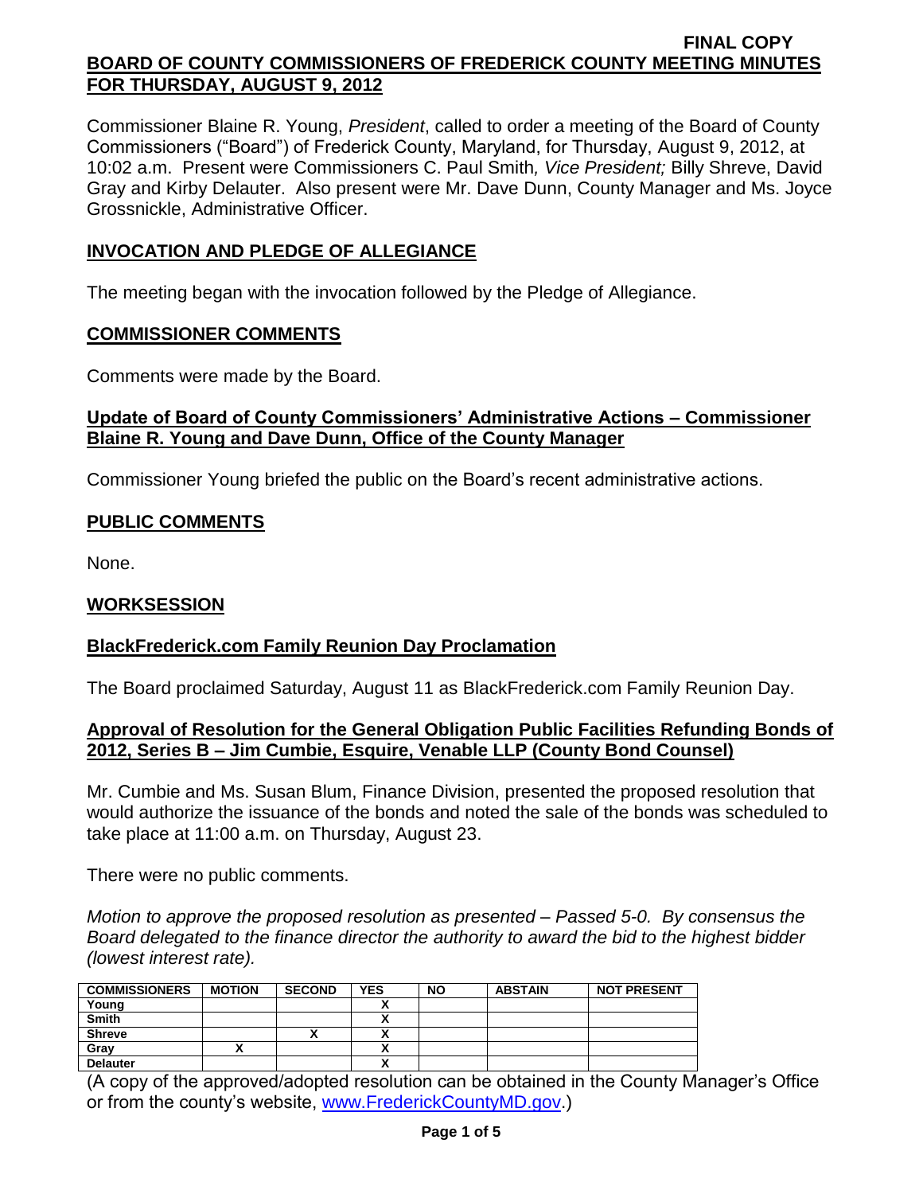FINAL COPY

# BOARD OF COUNTY COMMISSIONERS OF FREDERICK COUNTY MEETING MINUTES FOR THURSDAY, AUGUST 9, 2012

Commissioner Blaine R. Young, *President*, called to order a meeting of the Board of County Commissioners ("Board") of Frederick County, Maryland, for Thursday, August 9, 2012, at 10:02 a.m. Present were Commissioners C. Paul Smith*, Vice President;* Billy Shreve, David Gray and Kirby Delauter. Also present were Mr. Dave Dunn, County Manager and Ms. Joyce Grossnickle, Administrative Officer.

## INVOCATION AND PLEDGE OF ALLEGIANCE

The meeting began with the invocation followed by the Pledge of Allegiance.

## COMMISSIONER COMMENTS

Comments were made by the Board.

### Update of Board of County Commissioners' Administrative Actions – Commissioner Blaine R. Young and Dave Dunn, Office of the County Manager

Commissioner Young briefed the public on the Board's recent administrative actions.

## PUBLIC COMMENTS

None.

## WORKSESSION

### BlackFrederick.com Family Reunion Day Proclamation

The Board proclaimed Saturday, August 11 as BlackFrederick.com Family Reunion Day.

### Approval of Resolution for the General Obligation Public Facilities Refunding Bonds of 2012, Series B – Jim Cumbie, Esquire, Venable LLP (County Bond Counsel)

Mr. Cumbie and Ms. Susan Blum, Finance Division, presented the proposed resolution that would authorize the issuance of the bonds and noted the sale of the bonds was scheduled to take place at 11:00 a.m. on Thursday, August 23.

There were no public comments.

*Motion to approve the proposed resolution as presented – Passed 5-0. By consensus the Board delegated to the finance director the authority to award the bid to the highest bidder (lowest interest rate).*

| COMMISSIONERS | MOTION | SECOND | YES | NO | ABSTAIN | NOT PRESENT |
|---|---|---|---|---|---|---|
| Young | | | X | | | |
| Smith | | | X | | | |
| Shreve | | X | X | | | |
| Gray | X | | X | | | |
| Delauter | | | X | | | |

(A copy of the approved/adopted resolution can be obtained in the County Manager's Office or from the county's website, www.FrederickCountyMD.gov.)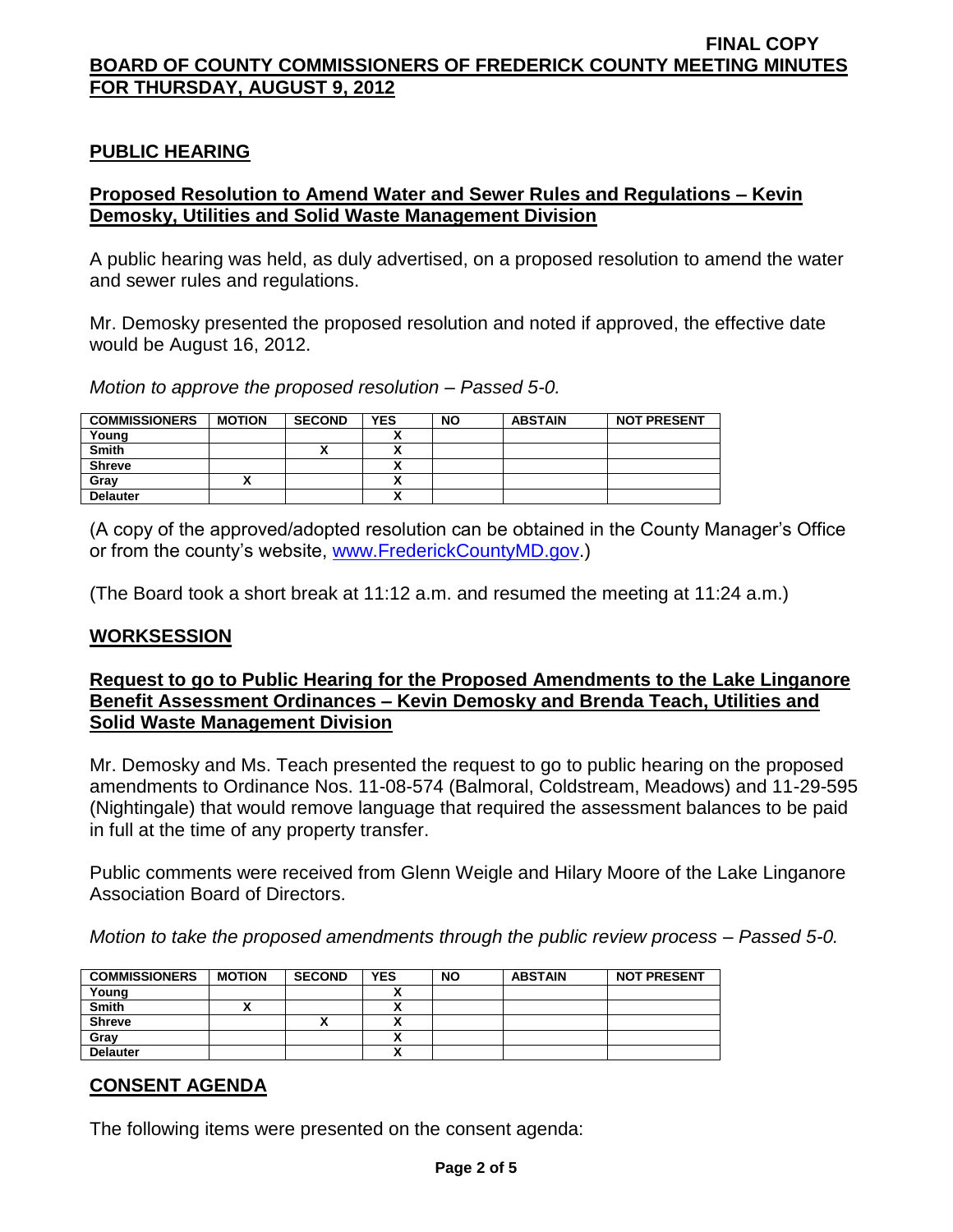## PUBLIC HEARING

### Proposed Resolution to Amend Water and Sewer Rules and Regulations – Kevin Demosky, Utilities and Solid Waste Management Division

A public hearing was held, as duly advertised, on a proposed resolution to amend the water and sewer rules and regulations.

Mr. Demosky presented the proposed resolution and noted if approved, the effective date would be August 16, 2012.

*Motion to approve the proposed resolution – Passed 5-0.*

| COMMISSIONERS | MOTION | SECOND | YES | NO | ABSTAIN | NOT PRESENT |
|---|---|---|---|---|---|---|
| Young | | | X | | | |
| Smith | | X | X | | | |
| Shreve | | | X | | | |
| Gray | X | | X | | | |
| Delauter | | | X | | | |

(A copy of the approved/adopted resolution can be obtained in the County Manager's Office or from the county's website, www.FrederickCountyMD.gov.)

(The Board took a short break at 11:12 a.m. and resumed the meeting at 11:24 a.m.)

## WORKSESSION

### Request to go to Public Hearing for the Proposed Amendments to the Lake Linganore Benefit Assessment Ordinances – Kevin Demosky and Brenda Teach, Utilities and Solid Waste Management Division

Mr. Demosky and Ms. Teach presented the request to go to public hearing on the proposed amendments to Ordinance Nos. 11-08-574 (Balmoral, Coldstream, Meadows) and 11-29-595 (Nightingale) that would remove language that required the assessment balances to be paid in full at the time of any property transfer.

Public comments were received from Glenn Weigle and Hilary Moore of the Lake Linganore Association Board of Directors.

*Motion to take the proposed amendments through the public review process – Passed 5-0.*

| COMMISSIONERS | MOTION | SECOND | YES | NO | ABSTAIN | NOT PRESENT |
|---|---|---|---|---|---|---|
| Young | | | X | | | |
| Smith | X | | X | | | |
| Shreve | | X | X | | | |
| Gray | | | X | | | |
| Delauter | | | X | | | |

## CONSENT AGENDA

The following items were presented on the consent agenda: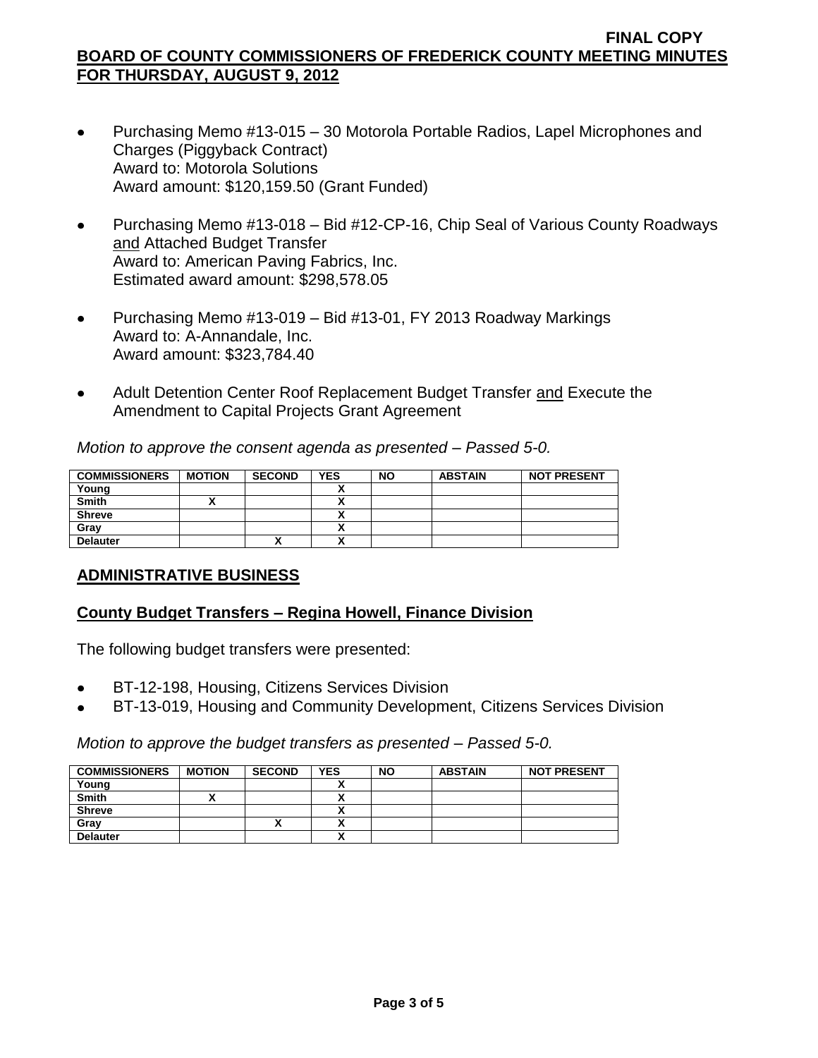- Purchasing Memo #13-015 – 30 Motorola Portable Radios, Lapel Microphones and Charges (Piggyback Contract)
  Award to: Motorola Solutions
  Award amount: $120,159.50 (Grant Funded)

- Purchasing Memo #13-018 – Bid #12-CP-16, Chip Seal of Various County Roadways and Attached Budget Transfer
  Award to: American Paving Fabrics, Inc.
  Estimated award amount: $298,578.05

- Purchasing Memo #13-019 – Bid #13-01, FY 2013 Roadway Markings
  Award to: A-Annandale, Inc.
  Award amount: $323,784.40

- Adult Detention Center Roof Replacement Budget Transfer and Execute the Amendment to Capital Projects Grant Agreement

*Motion to approve the consent agenda as presented – Passed 5-0.*

| COMMISSIONERS | MOTION | SECOND | YES | NO | ABSTAIN | NOT PRESENT |
|---|---|---|---|---|---|---|
| Young | | | X | | | |
| Smith | X | | X | | | |
| Shreve | | | X | | | |
| Gray | | | X | | | |
| Delauter | | X | X | | | |

## ADMINISTRATIVE BUSINESS

### County Budget Transfers – Regina Howell, Finance Division

The following budget transfers were presented:

- BT-12-198, Housing, Citizens Services Division
- BT-13-019, Housing and Community Development, Citizens Services Division

*Motion to approve the budget transfers as presented – Passed 5-0.*

| COMMISSIONERS | MOTION | SECOND | YES | NO | ABSTAIN | NOT PRESENT |
|---|---|---|---|---|---|---|
| Young | | | X | | | |
| Smith | X | | X | | | |
| Shreve | | | X | | | |
| Gray | | X | X | | | |
| Delauter | | | X | | | |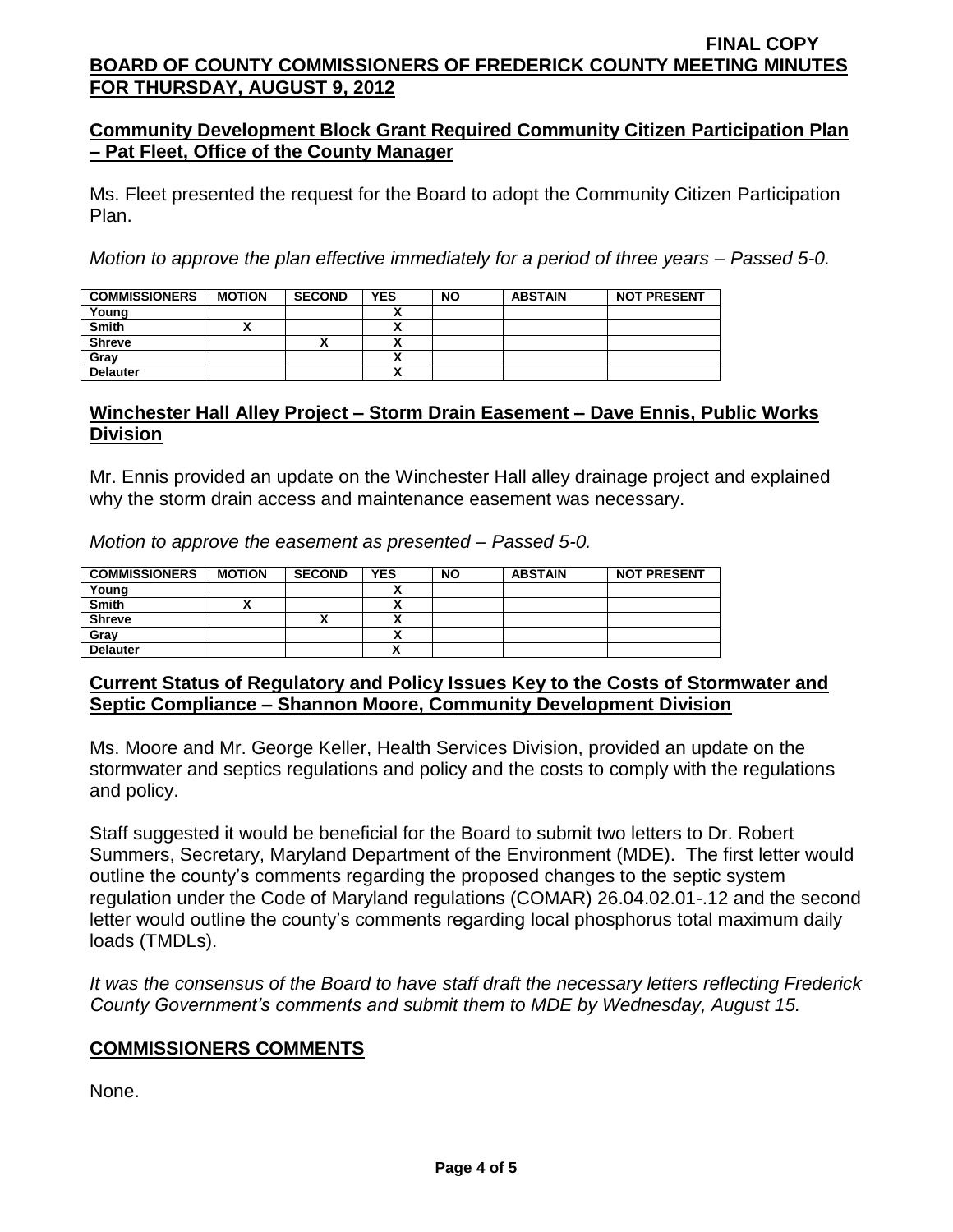## Community Development Block Grant Required Community Citizen Participation Plan – Pat Fleet, Office of the County Manager

Ms. Fleet presented the request for the Board to adopt the Community Citizen Participation Plan.

*Motion to approve the plan effective immediately for a period of three years – Passed 5-0.*

| COMMISSIONERS | MOTION | SECOND | YES | NO | ABSTAIN | NOT PRESENT |
|---|---|---|---|---|---|---|
| Young | | | X | | | |
| Smith | X | | X | | | |
| Shreve | | X | X | | | |
| Gray | | | X | | | |
| Delauter | | | X | | | |

## Winchester Hall Alley Project – Storm Drain Easement – Dave Ennis, Public Works Division

Mr. Ennis provided an update on the Winchester Hall alley drainage project and explained why the storm drain access and maintenance easement was necessary.

*Motion to approve the easement as presented – Passed 5-0.*

| COMMISSIONERS | MOTION | SECOND | YES | NO | ABSTAIN | NOT PRESENT |
|---|---|---|---|---|---|---|
| Young | | | X | | | |
| Smith | X | | X | | | |
| Shreve | | X | X | | | |
| Gray | | | X | | | |
| Delauter | | | X | | | |

## Current Status of Regulatory and Policy Issues Key to the Costs of Stormwater and Septic Compliance – Shannon Moore, Community Development Division

Ms. Moore and Mr. George Keller, Health Services Division, provided an update on the stormwater and septics regulations and policy and the costs to comply with the regulations and policy.

Staff suggested it would be beneficial for the Board to submit two letters to Dr. Robert Summers, Secretary, Maryland Department of the Environment (MDE). The first letter would outline the county's comments regarding the proposed changes to the septic system regulation under the Code of Maryland regulations (COMAR) 26.04.02.01-.12 and the second letter would outline the county's comments regarding local phosphorus total maximum daily loads (TMDLs).

*It was the consensus of the Board to have staff draft the necessary letters reflecting Frederick County Government's comments and submit them to MDE by Wednesday, August 15.*

## COMMISSIONERS COMMENTS

None.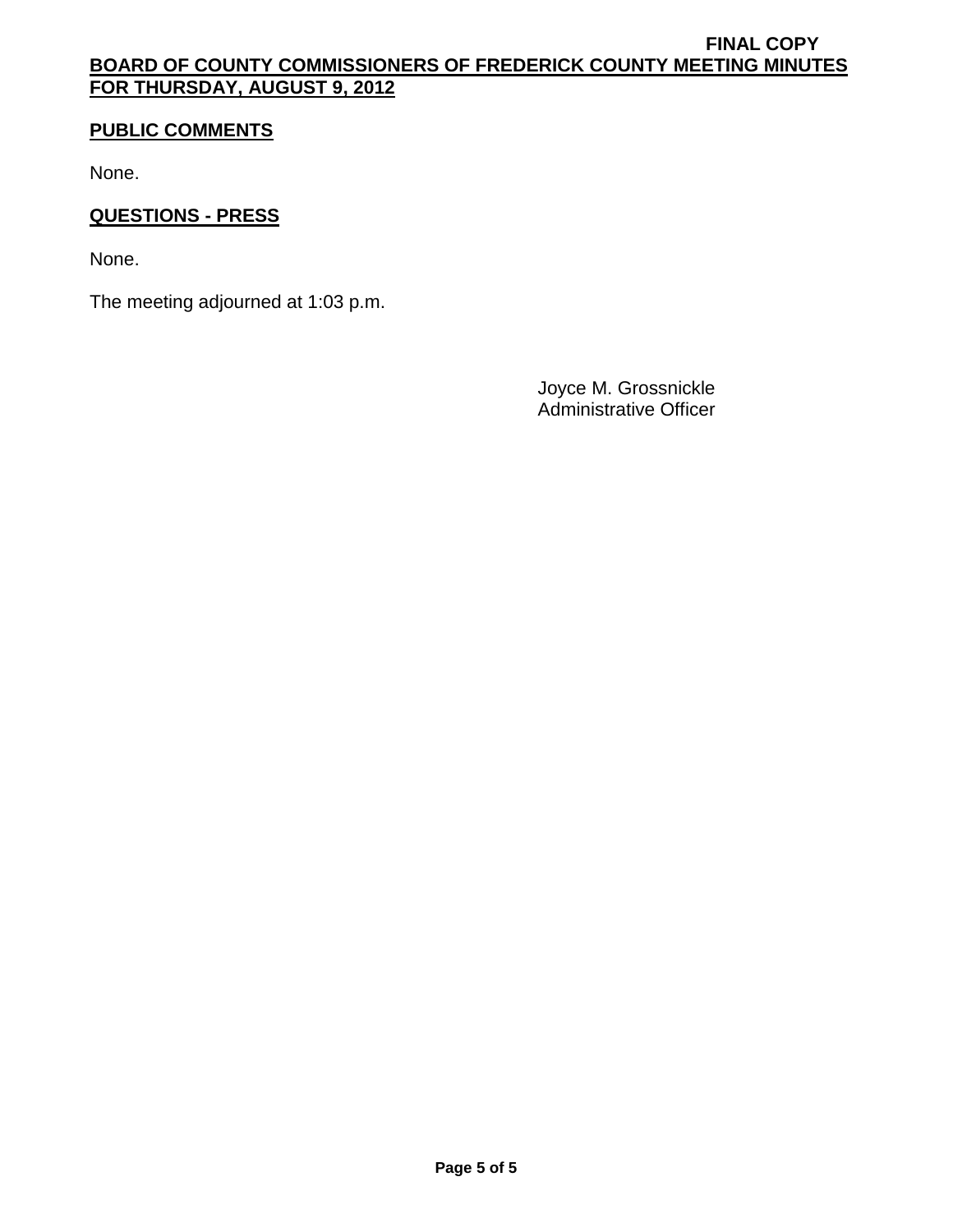## PUBLIC COMMENTS

None.

## QUESTIONS - PRESS

None.

The meeting adjourned at 1:03 p.m.

Joyce M. Grossnickle
Administrative Officer